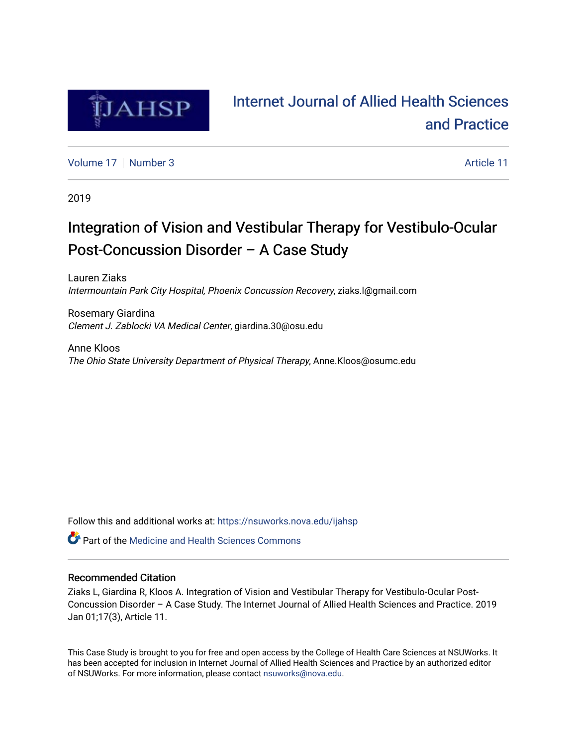# Internet Journal of Allied Health Sciences and Practice

Volume 17 | Number 3 | Article 11

2019

# Integration of Vision and Vestibular Therapy for Vestibulo-Ocular Post-Concussion Disorder – A Case Study

Lauren Ziaks
*Intermountain Park City Hospital, Phoenix Concussion Recovery*, ziaks.l@gmail.com

Rosemary Giardina
*Clement J. Zablocki VA Medical Center*, giardina.30@osu.edu

Anne Kloos
*The Ohio State University Department of Physical Therapy*, Anne.Kloos@osumc.edu

Follow this and additional works at: https://nsuworks.nova.edu/ijahsp

Part of the Medicine and Health Sciences Commons

## Recommended Citation

Ziaks L, Giardina R, Kloos A. Integration of Vision and Vestibular Therapy for Vestibulo-Ocular Post-Concussion Disorder – A Case Study. The Internet Journal of Allied Health Sciences and Practice. 2019 Jan 01;17(3), Article 11.

This Case Study is brought to you for free and open access by the College of Health Care Sciences at NSUWorks. It has been accepted for inclusion in Internet Journal of Allied Health Sciences and Practice by an authorized editor of NSUWorks. For more information, please contact nsuworks@nova.edu.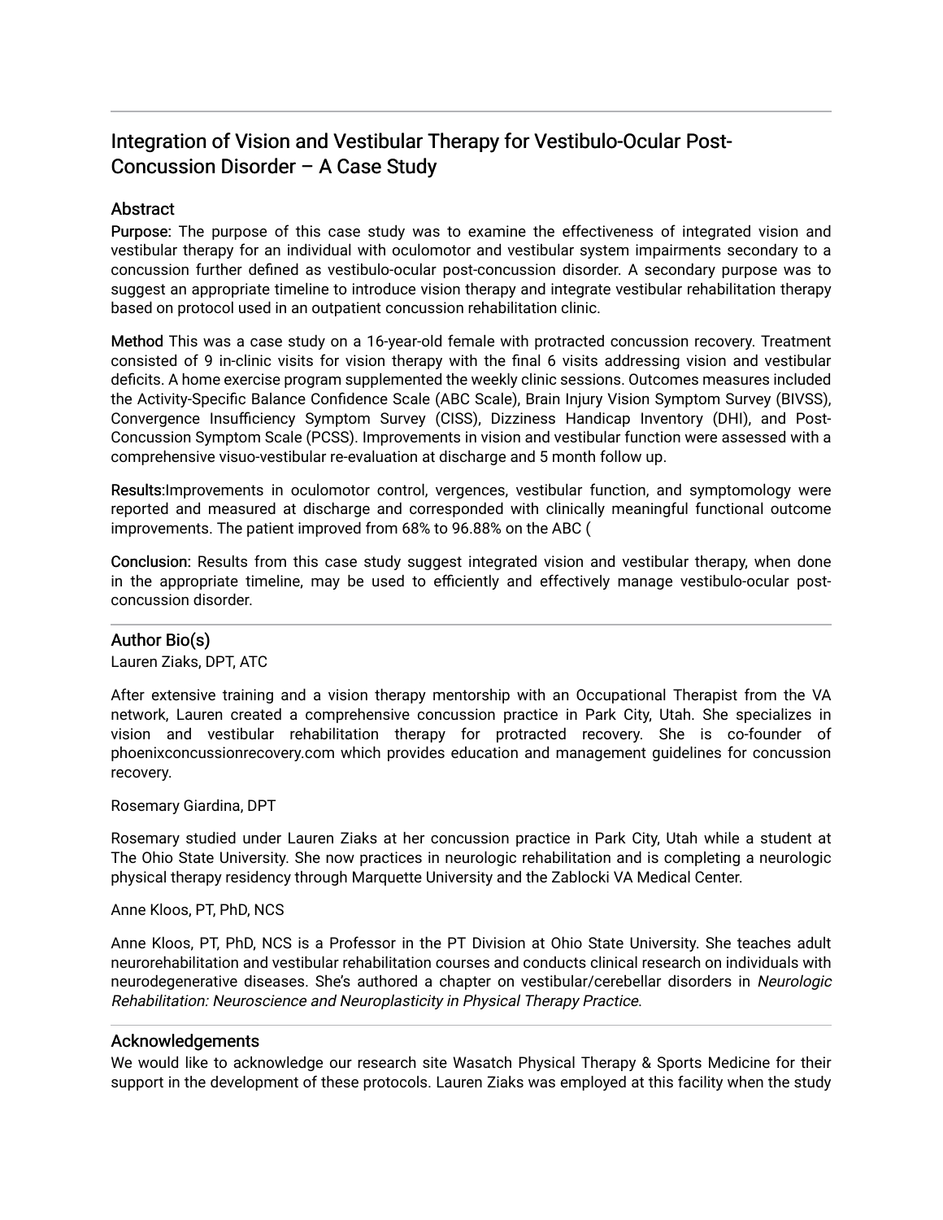## Integration of Vision and Vestibular Therapy for Vestibulo-Ocular Post-Concussion Disorder – A Case Study

### Abstract

**Purpose:** The purpose of this case study was to examine the effectiveness of integrated vision and vestibular therapy for an individual with oculomotor and vestibular system impairments secondary to a concussion further defined as vestibulo-ocular post-concussion disorder. A secondary purpose was to suggest an appropriate timeline to introduce vision therapy and integrate vestibular rehabilitation therapy based on protocol used in an outpatient concussion rehabilitation clinic.

**Method** This was a case study on a 16-year-old female with protracted concussion recovery. Treatment consisted of 9 in-clinic visits for vision therapy with the final 6 visits addressing vision and vestibular deficits. A home exercise program supplemented the weekly clinic sessions. Outcomes measures included the Activity-Specific Balance Confidence Scale (ABC Scale), Brain Injury Vision Symptom Survey (BIVSS), Convergence Insufficiency Symptom Survey (CISS), Dizziness Handicap Inventory (DHI), and Post-Concussion Symptom Scale (PCSS). Improvements in vision and vestibular function were assessed with a comprehensive visuo-vestibular re-evaluation at discharge and 5 month follow up.

**Results:** Improvements in oculomotor control, vergences, vestibular function, and symptomology were reported and measured at discharge and corresponded with clinically meaningful functional outcome improvements. The patient improved from 68% to 96.88% on the ABC (

**Conclusion:** Results from this case study suggest integrated vision and vestibular therapy, when done in the appropriate timeline, may be used to efficiently and effectively manage vestibulo-ocular post-concussion disorder.

### Author Bio(s)

Lauren Ziaks, DPT, ATC

After extensive training and a vision therapy mentorship with an Occupational Therapist from the VA network, Lauren created a comprehensive concussion practice in Park City, Utah. She specializes in vision and vestibular rehabilitation therapy for protracted recovery. She is co-founder of phoenixconcussionrecovery.com which provides education and management guidelines for concussion recovery.

Rosemary Giardina, DPT

Rosemary studied under Lauren Ziaks at her concussion practice in Park City, Utah while a student at The Ohio State University. She now practices in neurologic rehabilitation and is completing a neurologic physical therapy residency through Marquette University and the Zablocki VA Medical Center.

Anne Kloos, PT, PhD, NCS

Anne Kloos, PT, PhD, NCS is a Professor in the PT Division at Ohio State University. She teaches adult neurorehabilitation and vestibular rehabilitation courses and conducts clinical research on individuals with neurodegenerative diseases. She's authored a chapter on vestibular/cerebellar disorders in *Neurologic Rehabilitation: Neuroscience and Neuroplasticity in Physical Therapy Practice*.

### Acknowledgements

We would like to acknowledge our research site Wasatch Physical Therapy & Sports Medicine for their support in the development of these protocols. Lauren Ziaks was employed at this facility when the study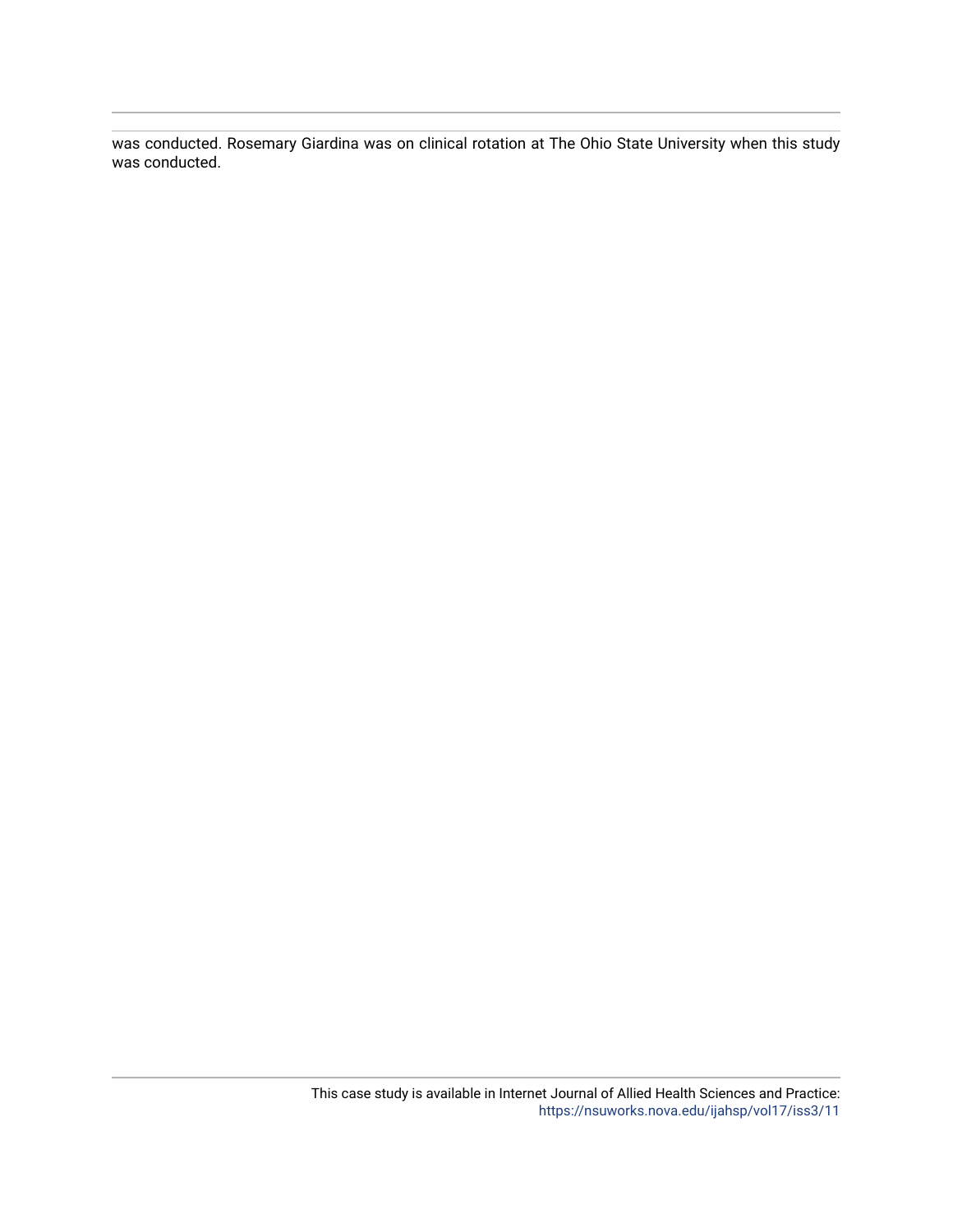was conducted. Rosemary Giardina was on clinical rotation at The Ohio State University when this study was conducted.

This case study is available in Internet Journal of Allied Health Sciences and Practice: https://nsuworks.nova.edu/ijahsp/vol17/iss3/11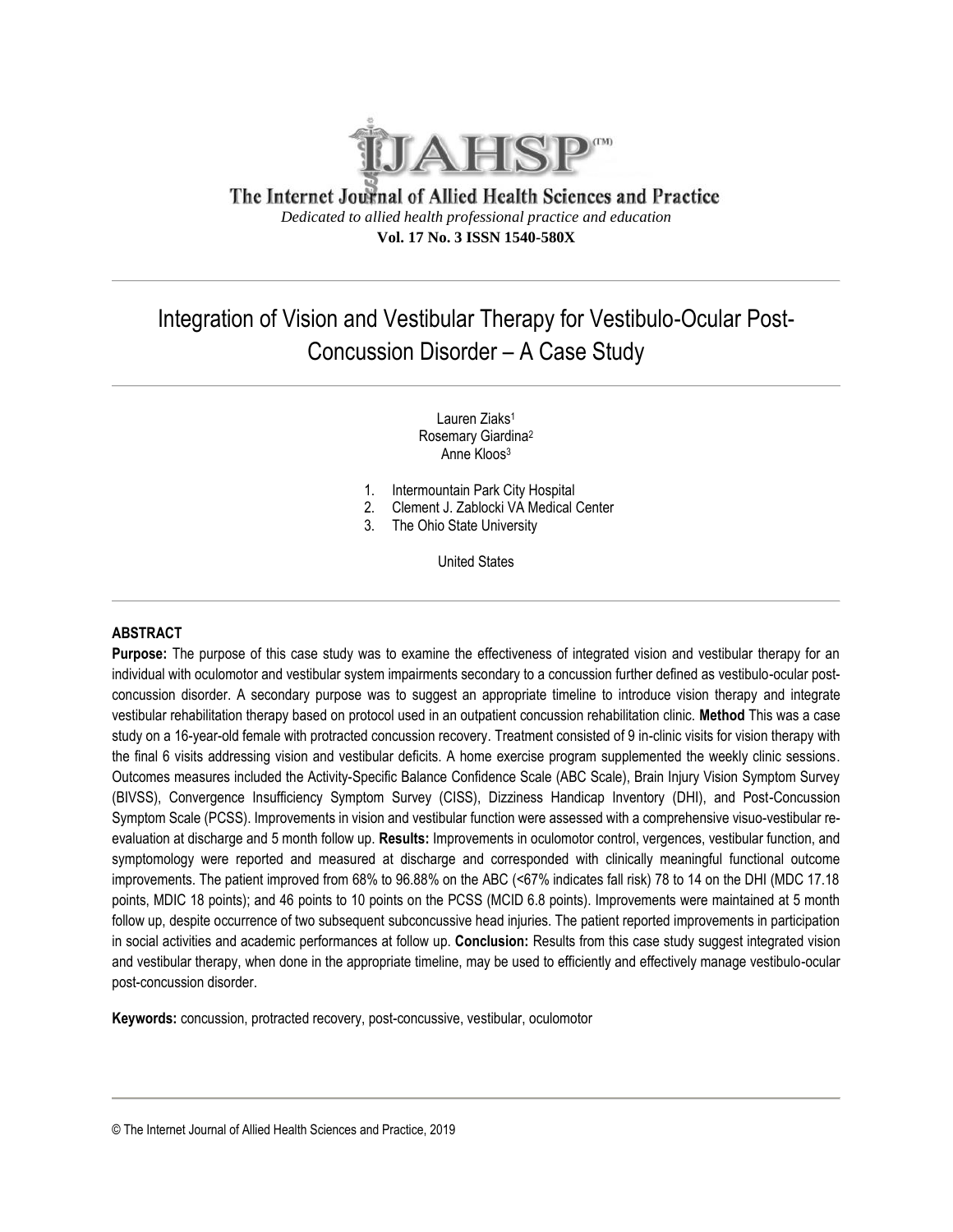The Internet Journal of Allied Health Sciences and Practice

*Dedicated to allied health professional practice and education*

**Vol. 17 No. 3 ISSN 1540-580X**

# Integration of Vision and Vestibular Therapy for Vestibulo-Ocular Post-Concussion Disorder – A Case Study

Lauren Ziaks[1]
Rosemary Giardina[2]
Anne Kloos[3]

1. Intermountain Park City Hospital
2. Clement J. Zablocki VA Medical Center
3. The Ohio State University

United States

## ABSTRACT

**Purpose:** The purpose of this case study was to examine the effectiveness of integrated vision and vestibular therapy for an individual with oculomotor and vestibular system impairments secondary to a concussion further defined as vestibulo-ocular post-concussion disorder. A secondary purpose was to suggest an appropriate timeline to introduce vision therapy and integrate vestibular rehabilitation therapy based on protocol used in an outpatient concussion rehabilitation clinic. **Method** This was a case study on a 16-year-old female with protracted concussion recovery. Treatment consisted of 9 in-clinic visits for vision therapy with the final 6 visits addressing vision and vestibular deficits. A home exercise program supplemented the weekly clinic sessions. Outcomes measures included the Activity-Specific Balance Confidence Scale (ABC Scale), Brain Injury Vision Symptom Survey (BIVSS), Convergence Insufficiency Symptom Survey (CISS), Dizziness Handicap Inventory (DHI), and Post-Concussion Symptom Scale (PCSS). Improvements in vision and vestibular function were assessed with a comprehensive visuo-vestibular re-evaluation at discharge and 5 month follow up. **Results:** Improvements in oculomotor control, vergences, vestibular function, and symptomology were reported and measured at discharge and corresponded with clinically meaningful functional outcome improvements. The patient improved from 68% to 96.88% on the ABC (<67% indicates fall risk) 78 to 14 on the DHI (MDC 17.18 points, MDIC 18 points); and 46 points to 10 points on the PCSS (MCID 6.8 points). Improvements were maintained at 5 month follow up, despite occurrence of two subsequent subconcussive head injuries. The patient reported improvements in participation in social activities and academic performances at follow up. **Conclusion:** Results from this case study suggest integrated vision and vestibular therapy, when done in the appropriate timeline, may be used to efficiently and effectively manage vestibulo-ocular post-concussion disorder.

**Keywords:** concussion, protracted recovery, post-concussive, vestibular, oculomotor

© The Internet Journal of Allied Health Sciences and Practice, 2019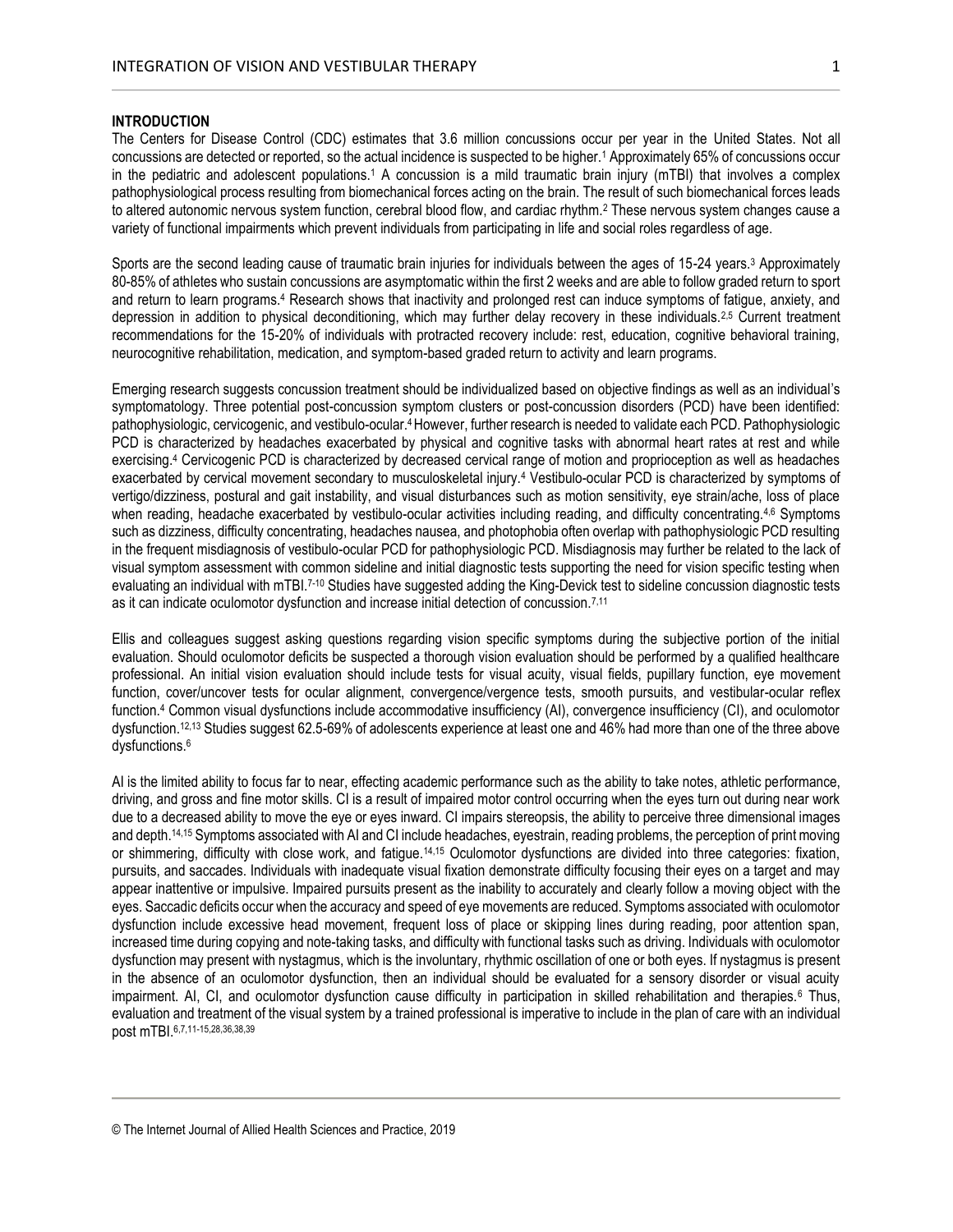## INTRODUCTION

The Centers for Disease Control (CDC) estimates that 3.6 million concussions occur per year in the United States. Not all concussions are detected or reported, so the actual incidence is suspected to be higher.[1] Approximately 65% of concussions occur in the pediatric and adolescent populations.[1] A concussion is a mild traumatic brain injury (mTBI) that involves a complex pathophysiological process resulting from biomechanical forces acting on the brain. The result of such biomechanical forces leads to altered autonomic nervous system function, cerebral blood flow, and cardiac rhythm.[2] These nervous system changes cause a variety of functional impairments which prevent individuals from participating in life and social roles regardless of age.

Sports are the second leading cause of traumatic brain injuries for individuals between the ages of 15-24 years.[3] Approximately 80-85% of athletes who sustain concussions are asymptomatic within the first 2 weeks and are able to follow graded return to sport and return to learn programs.[4] Research shows that inactivity and prolonged rest can induce symptoms of fatigue, anxiety, and depression in addition to physical deconditioning, which may further delay recovery in these individuals.[2,5] Current treatment recommendations for the 15-20% of individuals with protracted recovery include: rest, education, cognitive behavioral training, neurocognitive rehabilitation, medication, and symptom-based graded return to activity and learn programs.

Emerging research suggests concussion treatment should be individualized based on objective findings as well as an individual's symptomatology. Three potential post-concussion symptom clusters or post-concussion disorders (PCD) have been identified: pathophysiologic, cervicogenic, and vestibulo-ocular.[4] However, further research is needed to validate each PCD. Pathophysiologic PCD is characterized by headaches exacerbated by physical and cognitive tasks with abnormal heart rates at rest and while exercising.[4] Cervicogenic PCD is characterized by decreased cervical range of motion and proprioception as well as headaches exacerbated by cervical movement secondary to musculoskeletal injury.[4] Vestibulo-ocular PCD is characterized by symptoms of vertigo/dizziness, postural and gait instability, and visual disturbances such as motion sensitivity, eye strain/ache, loss of place when reading, headache exacerbated by vestibulo-ocular activities including reading, and difficulty concentrating.[4,6] Symptoms such as dizziness, difficulty concentrating, headaches nausea, and photophobia often overlap with pathophysiologic PCD resulting in the frequent misdiagnosis of vestibulo-ocular PCD for pathophysiologic PCD. Misdiagnosis may further be related to the lack of visual symptom assessment with common sideline and initial diagnostic tests supporting the need for vision specific testing when evaluating an individual with mTBI.[7-10] Studies have suggested adding the King-Devick test to sideline concussion diagnostic tests as it can indicate oculomotor dysfunction and increase initial detection of concussion.[7,11]

Ellis and colleagues suggest asking questions regarding vision specific symptoms during the subjective portion of the initial evaluation. Should oculomotor deficits be suspected a thorough vision evaluation should be performed by a qualified healthcare professional. An initial vision evaluation should include tests for visual acuity, visual fields, pupillary function, eye movement function, cover/uncover tests for ocular alignment, convergence/vergence tests, smooth pursuits, and vestibular-ocular reflex function.[4] Common visual dysfunctions include accommodative insufficiency (AI), convergence insufficiency (CI), and oculomotor dysfunction.[12,13] Studies suggest 62.5-69% of adolescents experience at least one and 46% had more than one of the three above dysfunctions.[6]

AI is the limited ability to focus far to near, effecting academic performance such as the ability to take notes, athletic performance, driving, and gross and fine motor skills. CI is a result of impaired motor control occurring when the eyes turn out during near work due to a decreased ability to move the eye or eyes inward. CI impairs stereopsis, the ability to perceive three dimensional images and depth.[14,15] Symptoms associated with AI and CI include headaches, eyestrain, reading problems, the perception of print moving or shimmering, difficulty with close work, and fatigue.[14,15] Oculomotor dysfunctions are divided into three categories: fixation, pursuits, and saccades. Individuals with inadequate visual fixation demonstrate difficulty focusing their eyes on a target and may appear inattentive or impulsive. Impaired pursuits present as the inability to accurately and clearly follow a moving object with the eyes. Saccadic deficits occur when the accuracy and speed of eye movements are reduced. Symptoms associated with oculomotor dysfunction include excessive head movement, frequent loss of place or skipping lines during reading, poor attention span, increased time during copying and note-taking tasks, and difficulty with functional tasks such as driving. Individuals with oculomotor dysfunction may present with nystagmus, which is the involuntary, rhythmic oscillation of one or both eyes. If nystagmus is present in the absence of an oculomotor dysfunction, then an individual should be evaluated for a sensory disorder or visual acuity impairment. AI, CI, and oculomotor dysfunction cause difficulty in participation in skilled rehabilitation and therapies.[6] Thus, evaluation and treatment of the visual system by a trained professional is imperative to include in the plan of care with an individual post mTBI.[6,7,11-15,28,36,38,39]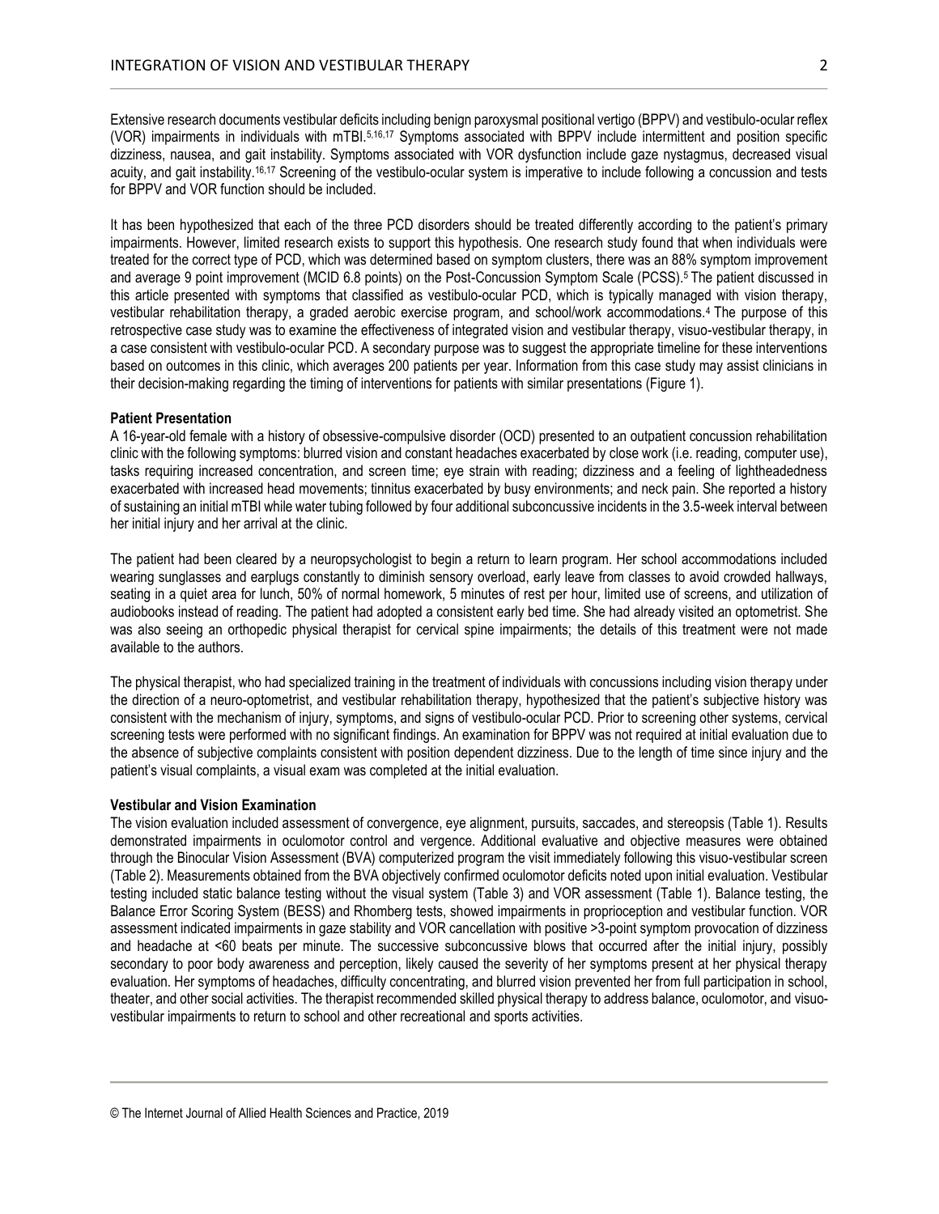Extensive research documents vestibular deficits including benign paroxysmal positional vertigo (BPPV) and vestibulo-ocular reflex (VOR) impairments in individuals with mTBI.[5,16,17] Symptoms associated with BPPV include intermittent and position specific dizziness, nausea, and gait instability. Symptoms associated with VOR dysfunction include gaze nystagmus, decreased visual acuity, and gait instability.[16,17] Screening of the vestibulo-ocular system is imperative to include following a concussion and tests for BPPV and VOR function should be included.

It has been hypothesized that each of the three PCD disorders should be treated differently according to the patient's primary impairments. However, limited research exists to support this hypothesis. One research study found that when individuals were treated for the correct type of PCD, which was determined based on symptom clusters, there was an 88% symptom improvement and average 9 point improvement (MCID 6.8 points) on the Post-Concussion Symptom Scale (PCSS).[5] The patient discussed in this article presented with symptoms that classified as vestibulo-ocular PCD, which is typically managed with vision therapy, vestibular rehabilitation therapy, a graded aerobic exercise program, and school/work accommodations.[4] The purpose of this retrospective case study was to examine the effectiveness of integrated vision and vestibular therapy, visuo-vestibular therapy, in a case consistent with vestibulo-ocular PCD. A secondary purpose was to suggest the appropriate timeline for these interventions based on outcomes in this clinic, which averages 200 patients per year. Information from this case study may assist clinicians in their decision-making regarding the timing of interventions for patients with similar presentations (Figure 1).

**Patient Presentation**

A 16-year-old female with a history of obsessive-compulsive disorder (OCD) presented to an outpatient concussion rehabilitation clinic with the following symptoms: blurred vision and constant headaches exacerbated by close work (i.e. reading, computer use), tasks requiring increased concentration, and screen time; eye strain with reading; dizziness and a feeling of lightheadedness exacerbated with increased head movements; tinnitus exacerbated by busy environments; and neck pain. She reported a history of sustaining an initial mTBI while water tubing followed by four additional subconcussive incidents in the 3.5-week interval between her initial injury and her arrival at the clinic.

The patient had been cleared by a neuropsychologist to begin a return to learn program. Her school accommodations included wearing sunglasses and earplugs constantly to diminish sensory overload, early leave from classes to avoid crowded hallways, seating in a quiet area for lunch, 50% of normal homework, 5 minutes of rest per hour, limited use of screens, and utilization of audiobooks instead of reading. The patient had adopted a consistent early bed time. She had already visited an optometrist. She was also seeing an orthopedic physical therapist for cervical spine impairments; the details of this treatment were not made available to the authors.

The physical therapist, who had specialized training in the treatment of individuals with concussions including vision therapy under the direction of a neuro-optometrist, and vestibular rehabilitation therapy, hypothesized that the patient's subjective history was consistent with the mechanism of injury, symptoms, and signs of vestibulo-ocular PCD. Prior to screening other systems, cervical screening tests were performed with no significant findings. An examination for BPPV was not required at initial evaluation due to the absence of subjective complaints consistent with position dependent dizziness. Due to the length of time since injury and the patient's visual complaints, a visual exam was completed at the initial evaluation.

**Vestibular and Vision Examination**

The vision evaluation included assessment of convergence, eye alignment, pursuits, saccades, and stereopsis (Table 1). Results demonstrated impairments in oculomotor control and vergence. Additional evaluative and objective measures were obtained through the Binocular Vision Assessment (BVA) computerized program the visit immediately following this visuo-vestibular screen (Table 2). Measurements obtained from the BVA objectively confirmed oculomotor deficits noted upon initial evaluation. Vestibular testing included static balance testing without the visual system (Table 3) and VOR assessment (Table 1). Balance testing, the Balance Error Scoring System (BESS) and Rhomberg tests, showed impairments in proprioception and vestibular function. VOR assessment indicated impairments in gaze stability and VOR cancellation with positive >3-point symptom provocation of dizziness and headache at <60 beats per minute. The successive subconcussive blows that occurred after the initial injury, possibly secondary to poor body awareness and perception, likely caused the severity of her symptoms present at her physical therapy evaluation. Her symptoms of headaches, difficulty concentrating, and blurred vision prevented her from full participation in school, theater, and other social activities. The therapist recommended skilled physical therapy to address balance, oculomotor, and visuo-vestibular impairments to return to school and other recreational and sports activities.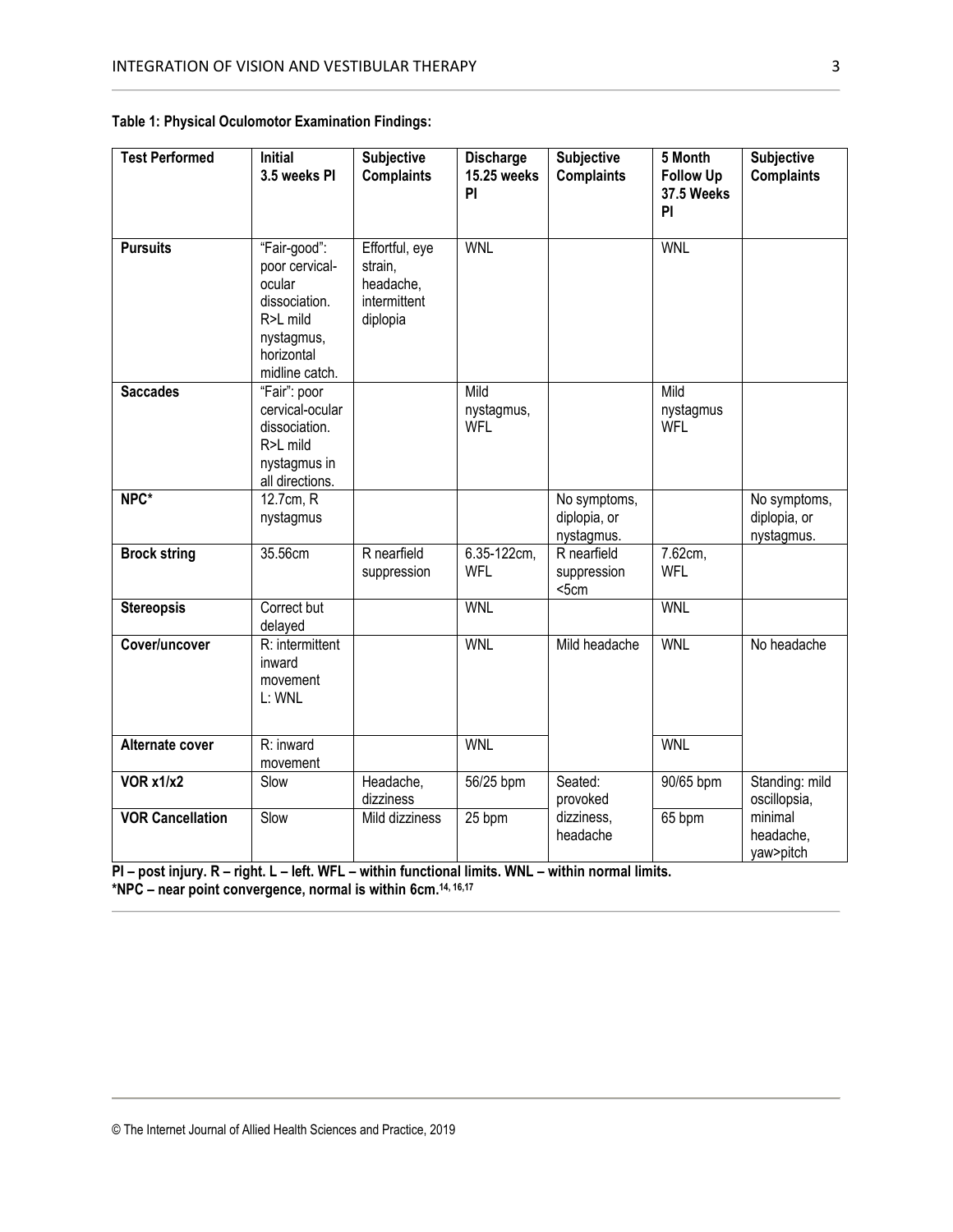**Table 1: Physical Oculomotor Examination Findings:**

| Test Performed | Initial 3.5 weeks PI | Subjective Complaints | Discharge 15.25 weeks PI | Subjective Complaints | 5 Month Follow Up 37.5 Weeks PI | Subjective Complaints |
|---|---|---|---|---|---|---|
| **Pursuits** | "Fair-good": poor cervical-ocular dissociation. R>L mild nystagmus, horizontal midline catch. | Effortful, eye strain, headache, intermittent diplopia | WNL | | WNL | |
| **Saccades** | "Fair": poor cervical-ocular dissociation. R>L mild nystagmus in all directions. | | Mild nystagmus, WFL | | Mild nystagmus WFL | |
| **NPC*** | 12.7cm, R nystagmus | | | No symptoms, diplopia, or nystagmus. | | No symptoms, diplopia, or nystagmus. |
| **Brock string** | 35.56cm | R nearfield suppression | 6.35-122cm, WFL | R nearfield suppression <5cm | 7.62cm, WFL | |
| **Stereopsis** | Correct but delayed | | WNL | | WNL | |
| **Cover/uncover** | R: intermittent inward movement L: WNL | | WNL | Mild headache | WNL | No headache |
| **Alternate cover** | R: inward movement | | WNL | | WNL | |
| **VOR x1/x2** | Slow | Headache, dizziness | 56/25 bpm | Seated: provoked dizziness, headache | 90/65 bpm | Standing: mild oscillopsia, minimal headache, yaw>pitch |
| **VOR Cancellation** | Slow | Mild dizziness | 25 bpm | | 65 bpm | |

**PI – post injury. R – right. L – left. WFL – within functional limits. WNL – within normal limits.**
**\*NPC – near point convergence, normal is within 6cm.[14, 16,17]**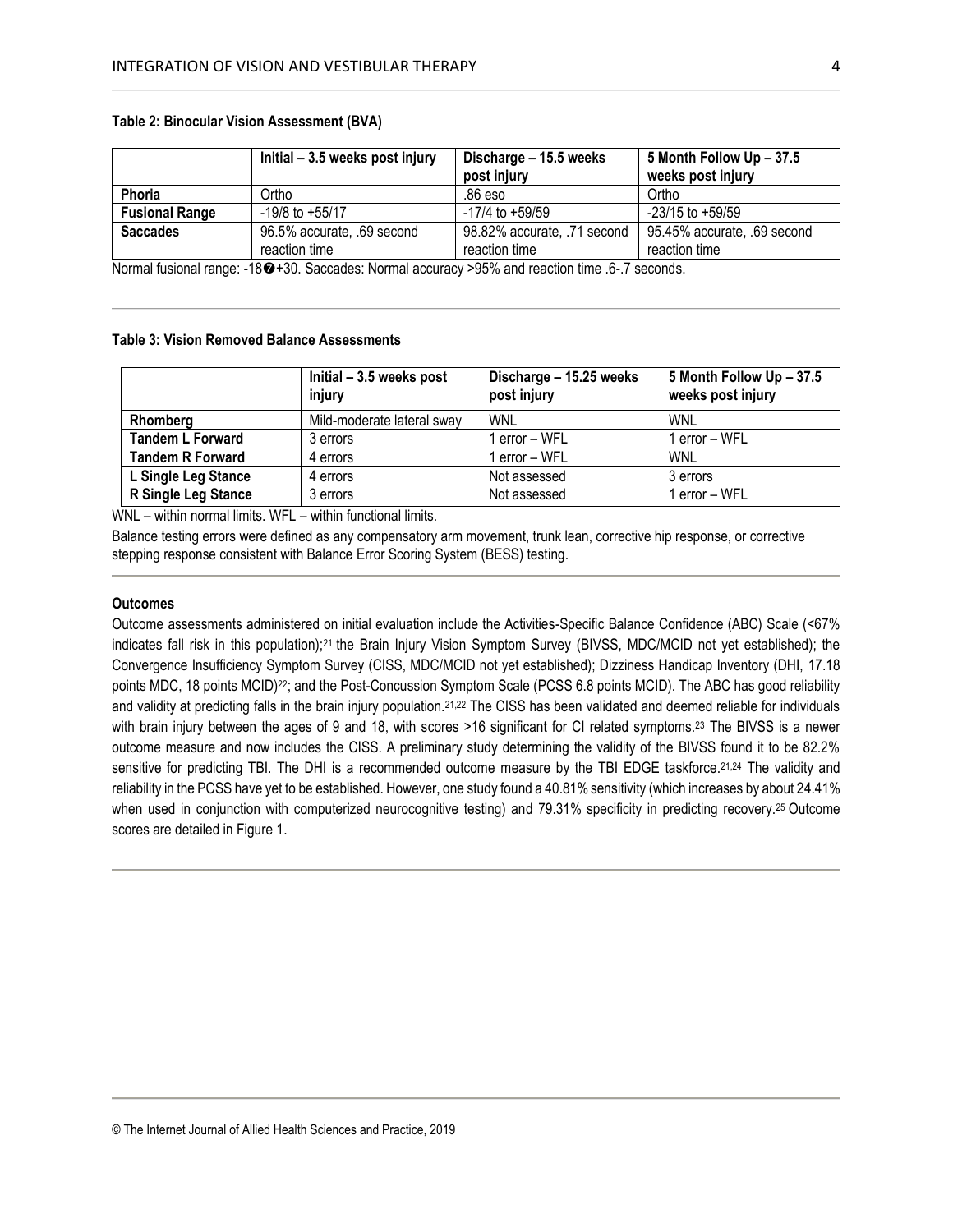**Table 2: Binocular Vision Assessment (BVA)**

| | Initial – 3.5 weeks post injury | Discharge – 15.5 weeks post injury | 5 Month Follow Up – 37.5 weeks post injury |
|---|---|---|---|
| **Phoria** | Ortho | .86 eso | Ortho |
| **Fusional Range** | -19/8 to +55/17 | -17/4 to +59/59 | -23/15 to +59/59 |
| **Saccades** | 96.5% accurate, .69 second reaction time | 98.82% accurate, .71 second reaction time | 95.45% accurate, .69 second reaction time |

Normal fusional range: -18�+30. Saccades: Normal accuracy >95% and reaction time .6-.7 seconds.

**Table 3: Vision Removed Balance Assessments**

| | Initial – 3.5 weeks post injury | Discharge – 15.25 weeks post injury | 5 Month Follow Up – 37.5 weeks post injury |
|---|---|---|---|
| **Rhomberg** | Mild-moderate lateral sway | WNL | WNL |
| **Tandem L Forward** | 3 errors | 1 error – WFL | 1 error – WFL |
| **Tandem R Forward** | 4 errors | 1 error – WFL | WNL |
| **L Single Leg Stance** | 4 errors | Not assessed | 3 errors |
| **R Single Leg Stance** | 3 errors | Not assessed | 1 error – WFL |

WNL – within normal limits. WFL – within functional limits.

Balance testing errors were defined as any compensatory arm movement, trunk lean, corrective hip response, or corrective stepping response consistent with Balance Error Scoring System (BESS) testing.

**Outcomes**

Outcome assessments administered on initial evaluation include the Activities-Specific Balance Confidence (ABC) Scale (<67% indicates fall risk in this population);[21] the Brain Injury Vision Symptom Survey (BIVSS, MDC/MCID not yet established); the Convergence Insufficiency Symptom Survey (CISS, MDC/MCID not yet established); Dizziness Handicap Inventory (DHI, 17.18 points MDC, 18 points MCID)[22]; and the Post-Concussion Symptom Scale (PCSS 6.8 points MCID). The ABC has good reliability and validity at predicting falls in the brain injury population.[21,22] The CISS has been validated and deemed reliable for individuals with brain injury between the ages of 9 and 18, with scores >16 significant for CI related symptoms.[23] The BIVSS is a newer outcome measure and now includes the CISS. A preliminary study determining the validity of the BIVSS found it to be 82.2% sensitive for predicting TBI. The DHI is a recommended outcome measure by the TBI EDGE taskforce.[21,24] The validity and reliability in the PCSS have yet to be established. However, one study found a 40.81% sensitivity (which increases by about 24.41% when used in conjunction with computerized neurocognitive testing) and 79.31% specificity in predicting recovery.[25] Outcome scores are detailed in Figure 1.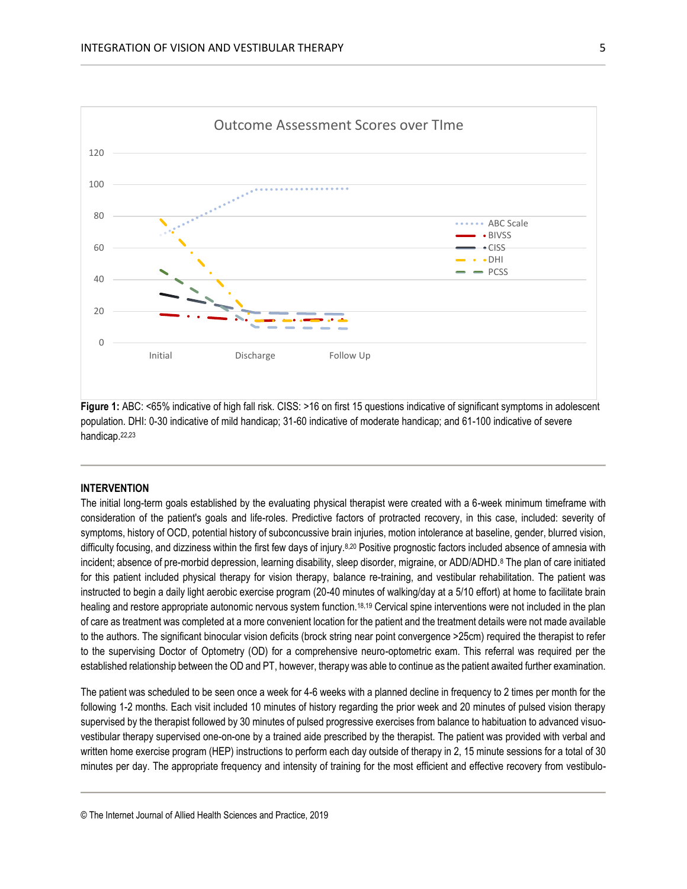Figure 1: ABC: <65% indicative of high fall risk. CISS: >16 on first 15 questions indicative of significant symptoms in adolescent population. DHI: 0-30 indicative of mild handicap; 31-60 indicative of moderate handicap; and 61-100 indicative of severe handicap.[22,23]

## INTERVENTION

The initial long-term goals established by the evaluating physical therapist were created with a 6-week minimum timeframe with consideration of the patient's goals and life-roles. Predictive factors of protracted recovery, in this case, included: severity of symptoms, history of OCD, potential history of subconcussive brain injuries, motion intolerance at baseline, gender, blurred vision, difficulty focusing, and dizziness within the first few days of injury.[8,20] Positive prognostic factors included absence of amnesia with incident; absence of pre-morbid depression, learning disability, sleep disorder, migraine, or ADD/ADHD.[8] The plan of care initiated for this patient included physical therapy for vision therapy, balance re-training, and vestibular rehabilitation. The patient was instructed to begin a daily light aerobic exercise program (20-40 minutes of walking/day at a 5/10 effort) at home to facilitate brain healing and restore appropriate autonomic nervous system function.[18,19] Cervical spine interventions were not included in the plan of care as treatment was completed at a more convenient location for the patient and the treatment details were not made available to the authors. The significant binocular vision deficits (brock string near point convergence >25cm) required the therapist to refer to the supervising Doctor of Optometry (OD) for a comprehensive neuro-optometric exam. This referral was required per the established relationship between the OD and PT, however, therapy was able to continue as the patient awaited further examination.

The patient was scheduled to be seen once a week for 4-6 weeks with a planned decline in frequency to 2 times per month for the following 1-2 months. Each visit included 10 minutes of history regarding the prior week and 20 minutes of pulsed vision therapy supervised by the therapist followed by 30 minutes of pulsed progressive exercises from balance to habituation to advanced visuo-vestibular therapy supervised one-on-one by a trained aide prescribed by the therapist. The patient was provided with verbal and written home exercise program (HEP) instructions to perform each day outside of therapy in 2, 15 minute sessions for a total of 30 minutes per day. The appropriate frequency and intensity of training for the most efficient and effective recovery from vestibulo-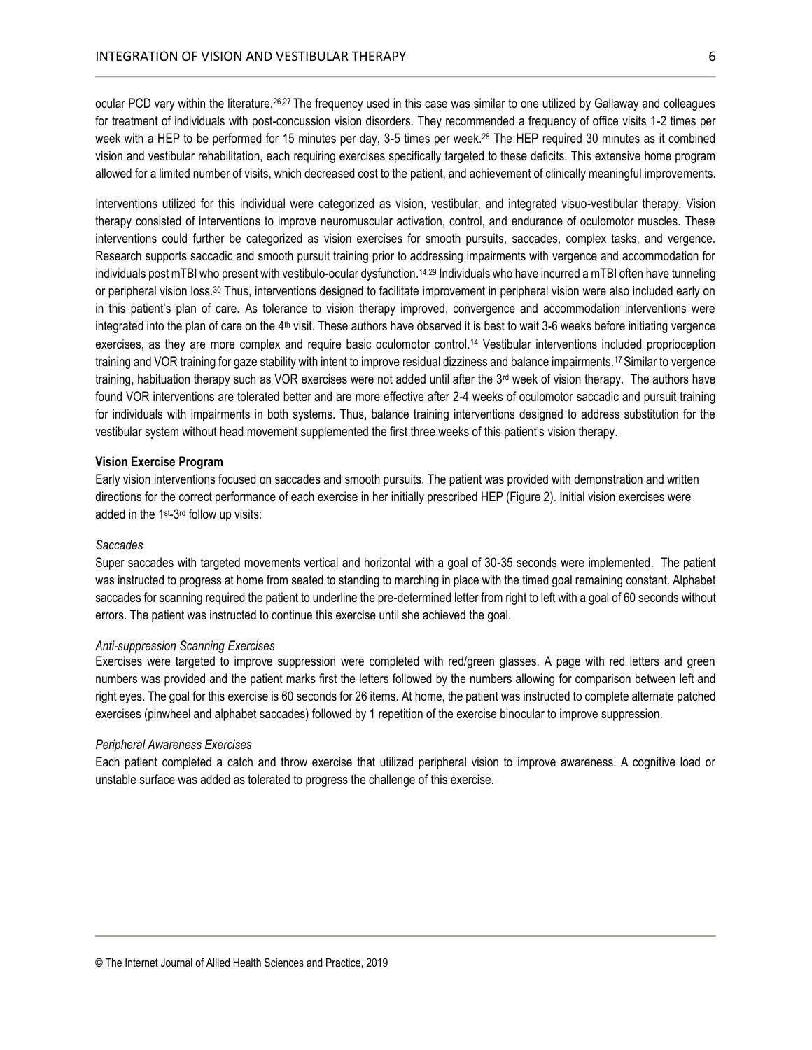ocular PCD vary within the literature.[26,27] The frequency used in this case was similar to one utilized by Gallaway and colleagues for treatment of individuals with post-concussion vision disorders. They recommended a frequency of office visits 1-2 times per week with a HEP to be performed for 15 minutes per day, 3-5 times per week.[28] The HEP required 30 minutes as it combined vision and vestibular rehabilitation, each requiring exercises specifically targeted to these deficits. This extensive home program allowed for a limited number of visits, which decreased cost to the patient, and achievement of clinically meaningful improvements.

Interventions utilized for this individual were categorized as vision, vestibular, and integrated visuo-vestibular therapy. Vision therapy consisted of interventions to improve neuromuscular activation, control, and endurance of oculomotor muscles. These interventions could further be categorized as vision exercises for smooth pursuits, saccades, complex tasks, and vergence. Research supports saccadic and smooth pursuit training prior to addressing impairments with vergence and accommodation for individuals post mTBI who present with vestibulo-ocular dysfunction.[14,29] Individuals who have incurred a mTBI often have tunneling or peripheral vision loss.[30] Thus, interventions designed to facilitate improvement in peripheral vision were also included early on in this patient's plan of care. As tolerance to vision therapy improved, convergence and accommodation interventions were integrated into the plan of care on the 4th visit. These authors have observed it is best to wait 3-6 weeks before initiating vergence exercises, as they are more complex and require basic oculomotor control.[14] Vestibular interventions included proprioception training and VOR training for gaze stability with intent to improve residual dizziness and balance impairments.[17] Similar to vergence training, habituation therapy such as VOR exercises were not added until after the 3rd week of vision therapy. The authors have found VOR interventions are tolerated better and are more effective after 2-4 weeks of oculomotor saccadic and pursuit training for individuals with impairments in both systems. Thus, balance training interventions designed to address substitution for the vestibular system without head movement supplemented the first three weeks of this patient's vision therapy.

**Vision Exercise Program**

Early vision interventions focused on saccades and smooth pursuits. The patient was provided with demonstration and written directions for the correct performance of each exercise in her initially prescribed HEP (Figure 2). Initial vision exercises were added in the 1st-3rd follow up visits:

*Saccades*

Super saccades with targeted movements vertical and horizontal with a goal of 30-35 seconds were implemented. The patient was instructed to progress at home from seated to standing to marching in place with the timed goal remaining constant. Alphabet saccades for scanning required the patient to underline the pre-determined letter from right to left with a goal of 60 seconds without errors. The patient was instructed to continue this exercise until she achieved the goal.

*Anti-suppression Scanning Exercises*

Exercises were targeted to improve suppression were completed with red/green glasses. A page with red letters and green numbers was provided and the patient marks first the letters followed by the numbers allowing for comparison between left and right eyes. The goal for this exercise is 60 seconds for 26 items. At home, the patient was instructed to complete alternate patched exercises (pinwheel and alphabet saccades) followed by 1 repetition of the exercise binocular to improve suppression.

*Peripheral Awareness Exercises*

Each patient completed a catch and throw exercise that utilized peripheral vision to improve awareness. A cognitive load or unstable surface was added as tolerated to progress the challenge of this exercise.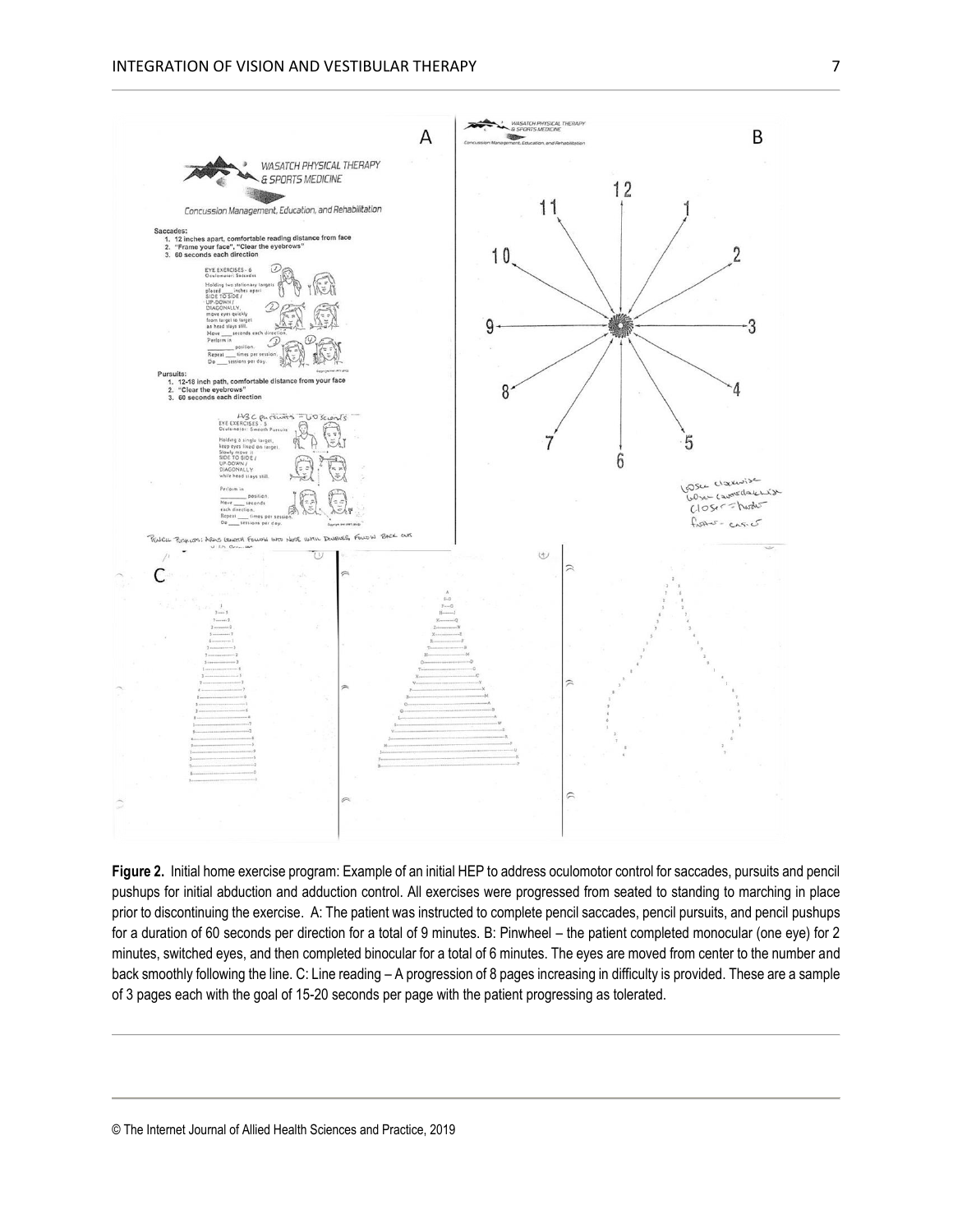**Figure 2.** Initial home exercise program: Example of an initial HEP to address oculomotor control for saccades, pursuits and pencil pushups for initial abduction and adduction control. All exercises were progressed from seated to standing to marching in place prior to discontinuing the exercise. A: The patient was instructed to complete pencil saccades, pencil pursuits, and pencil pushups for a duration of 60 seconds per direction for a total of 9 minutes. B: Pinwheel – the patient completed monocular (one eye) for 2 minutes, switched eyes, and then completed binocular for a total of 6 minutes. The eyes are moved from center to the number and back smoothly following the line. C: Line reading – A progression of 8 pages increasing in difficulty is provided. These are a sample of 3 pages each with the goal of 15-20 seconds per page with the patient progressing as tolerated.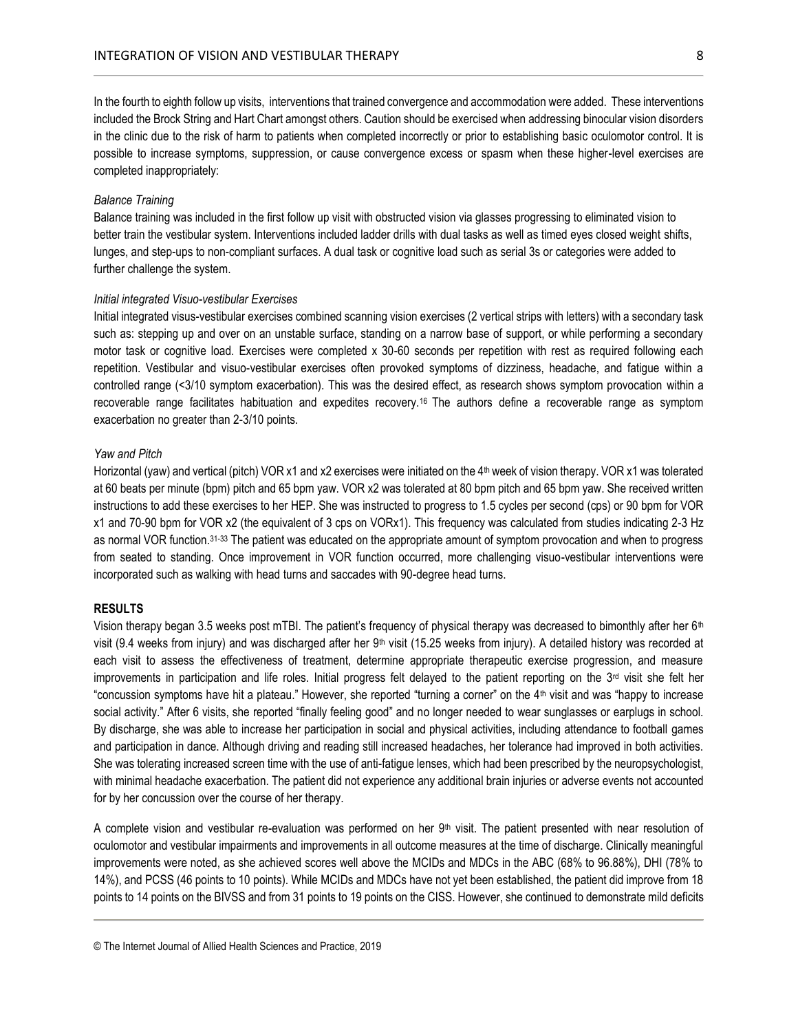In the fourth to eighth follow up visits, interventions that trained convergence and accommodation were added. These interventions included the Brock String and Hart Chart amongst others. Caution should be exercised when addressing binocular vision disorders in the clinic due to the risk of harm to patients when completed incorrectly or prior to establishing basic oculomotor control. It is possible to increase symptoms, suppression, or cause convergence excess or spasm when these higher-level exercises are completed inappropriately:

*Balance Training*

Balance training was included in the first follow up visit with obstructed vision via glasses progressing to eliminated vision to better train the vestibular system. Interventions included ladder drills with dual tasks as well as timed eyes closed weight shifts, lunges, and step-ups to non-compliant surfaces. A dual task or cognitive load such as serial 3s or categories were added to further challenge the system.

*Initial integrated Visuo-vestibular Exercises*

Initial integrated visus-vestibular exercises combined scanning vision exercises (2 vertical strips with letters) with a secondary task such as: stepping up and over on an unstable surface, standing on a narrow base of support, or while performing a secondary motor task or cognitive load. Exercises were completed x 30-60 seconds per repetition with rest as required following each repetition. Vestibular and visuo-vestibular exercises often provoked symptoms of dizziness, headache, and fatigue within a controlled range (<3/10 symptom exacerbation). This was the desired effect, as research shows symptom provocation within a recoverable range facilitates habituation and expedites recovery.[16] The authors define a recoverable range as symptom exacerbation no greater than 2-3/10 points.

*Yaw and Pitch*

Horizontal (yaw) and vertical (pitch) VOR x1 and x2 exercises were initiated on the 4th week of vision therapy. VOR x1 was tolerated at 60 beats per minute (bpm) pitch and 65 bpm yaw. VOR x2 was tolerated at 80 bpm pitch and 65 bpm yaw. She received written instructions to add these exercises to her HEP. She was instructed to progress to 1.5 cycles per second (cps) or 90 bpm for VOR x1 and 70-90 bpm for VOR x2 (the equivalent of 3 cps on VORx1). This frequency was calculated from studies indicating 2-3 Hz as normal VOR function.[31-33] The patient was educated on the appropriate amount of symptom provocation and when to progress from seated to standing. Once improvement in VOR function occurred, more challenging visuo-vestibular interventions were incorporated such as walking with head turns and saccades with 90-degree head turns.

**RESULTS**

Vision therapy began 3.5 weeks post mTBI. The patient's frequency of physical therapy was decreased to bimonthly after her 6th visit (9.4 weeks from injury) and was discharged after her 9th visit (15.25 weeks from injury). A detailed history was recorded at each visit to assess the effectiveness of treatment, determine appropriate therapeutic exercise progression, and measure improvements in participation and life roles. Initial progress felt delayed to the patient reporting on the 3rd visit she felt her "concussion symptoms have hit a plateau." However, she reported "turning a corner" on the 4th visit and was "happy to increase social activity." After 6 visits, she reported "finally feeling good" and no longer needed to wear sunglasses or earplugs in school. By discharge, she was able to increase her participation in social and physical activities, including attendance to football games and participation in dance. Although driving and reading still increased headaches, her tolerance had improved in both activities. She was tolerating increased screen time with the use of anti-fatigue lenses, which had been prescribed by the neuropsychologist, with minimal headache exacerbation. The patient did not experience any additional brain injuries or adverse events not accounted for by her concussion over the course of her therapy.

A complete vision and vestibular re-evaluation was performed on her 9th visit. The patient presented with near resolution of oculomotor and vestibular impairments and improvements in all outcome measures at the time of discharge. Clinically meaningful improvements were noted, as she achieved scores well above the MCIDs and MDCs in the ABC (68% to 96.88%), DHI (78% to 14%), and PCSS (46 points to 10 points). While MCIDs and MDCs have not yet been established, the patient did improve from 18 points to 14 points on the BIVSS and from 31 points to 19 points on the CISS. However, she continued to demonstrate mild deficits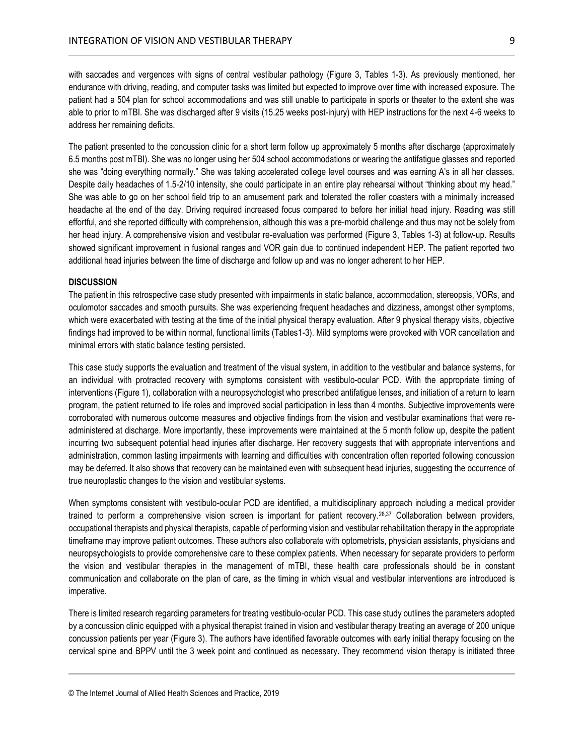with saccades and vergences with signs of central vestibular pathology (Figure 3, Tables 1-3). As previously mentioned, her endurance with driving, reading, and computer tasks was limited but expected to improve over time with increased exposure. The patient had a 504 plan for school accommodations and was still unable to participate in sports or theater to the extent she was able to prior to mTBI. She was discharged after 9 visits (15.25 weeks post-injury) with HEP instructions for the next 4-6 weeks to address her remaining deficits.

The patient presented to the concussion clinic for a short term follow up approximately 5 months after discharge (approximately 6.5 months post mTBI). She was no longer using her 504 school accommodations or wearing the antifatigue glasses and reported she was "doing everything normally." She was taking accelerated college level courses and was earning A's in all her classes. Despite daily headaches of 1.5-2/10 intensity, she could participate in an entire play rehearsal without "thinking about my head." She was able to go on her school field trip to an amusement park and tolerated the roller coasters with a minimally increased headache at the end of the day. Driving required increased focus compared to before her initial head injury. Reading was still effortful, and she reported difficulty with comprehension, although this was a pre-morbid challenge and thus may not be solely from her head injury. A comprehensive vision and vestibular re-evaluation was performed (Figure 3, Tables 1-3) at follow-up. Results showed significant improvement in fusional ranges and VOR gain due to continued independent HEP. The patient reported two additional head injuries between the time of discharge and follow up and was no longer adherent to her HEP.

**DISCUSSION**

The patient in this retrospective case study presented with impairments in static balance, accommodation, stereopsis, VORs, and oculomotor saccades and smooth pursuits. She was experiencing frequent headaches and dizziness, amongst other symptoms, which were exacerbated with testing at the time of the initial physical therapy evaluation. After 9 physical therapy visits, objective findings had improved to be within normal, functional limits (Tables1-3). Mild symptoms were provoked with VOR cancellation and minimal errors with static balance testing persisted.

This case study supports the evaluation and treatment of the visual system, in addition to the vestibular and balance systems, for an individual with protracted recovery with symptoms consistent with vestibulo-ocular PCD. With the appropriate timing of interventions (Figure 1), collaboration with a neuropsychologist who prescribed antifatigue lenses, and initiation of a return to learn program, the patient returned to life roles and improved social participation in less than 4 months. Subjective improvements were corroborated with numerous outcome measures and objective findings from the vision and vestibular examinations that were re-administered at discharge. More importantly, these improvements were maintained at the 5 month follow up, despite the patient incurring two subsequent potential head injuries after discharge. Her recovery suggests that with appropriate interventions and administration, common lasting impairments with learning and difficulties with concentration often reported following concussion may be deferred. It also shows that recovery can be maintained even with subsequent head injuries, suggesting the occurrence of true neuroplastic changes to the vision and vestibular systems.

When symptoms consistent with vestibulo-ocular PCD are identified, a multidisciplinary approach including a medical provider trained to perform a comprehensive vision screen is important for patient recovery.[28,37] Collaboration between providers, occupational therapists and physical therapists, capable of performing vision and vestibular rehabilitation therapy in the appropriate timeframe may improve patient outcomes. These authors also collaborate with optometrists, physician assistants, physicians and neuropsychologists to provide comprehensive care to these complex patients. When necessary for separate providers to perform the vision and vestibular therapies in the management of mTBI, these health care professionals should be in constant communication and collaborate on the plan of care, as the timing in which visual and vestibular interventions are introduced is imperative.

There is limited research regarding parameters for treating vestibulo-ocular PCD. This case study outlines the parameters adopted by a concussion clinic equipped with a physical therapist trained in vision and vestibular therapy treating an average of 200 unique concussion patients per year (Figure 3). The authors have identified favorable outcomes with early initial therapy focusing on the cervical spine and BPPV until the 3 week point and continued as necessary. They recommend vision therapy is initiated three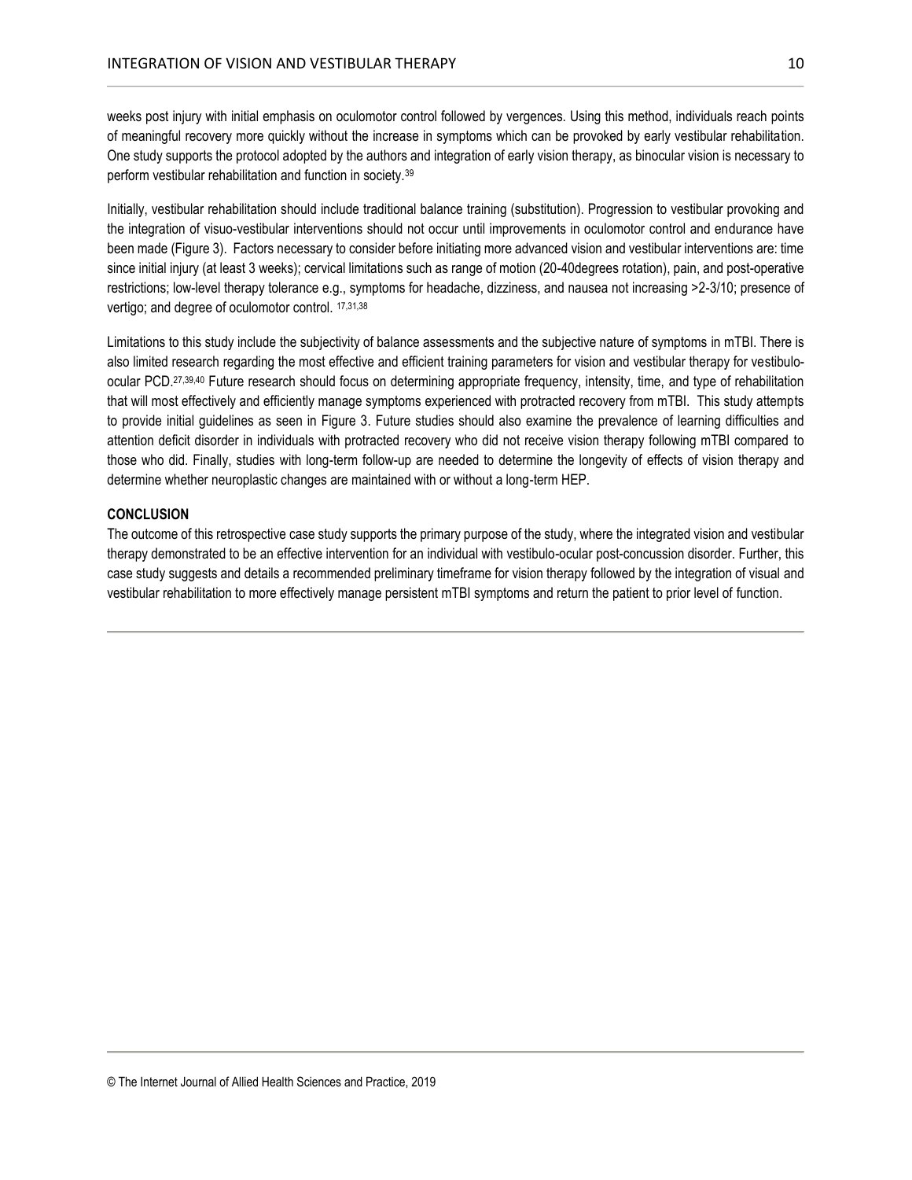weeks post injury with initial emphasis on oculomotor control followed by vergences. Using this method, individuals reach points of meaningful recovery more quickly without the increase in symptoms which can be provoked by early vestibular rehabilitation. One study supports the protocol adopted by the authors and integration of early vision therapy, as binocular vision is necessary to perform vestibular rehabilitation and function in society.[39]

Initially, vestibular rehabilitation should include traditional balance training (substitution). Progression to vestibular provoking and the integration of visuo-vestibular interventions should not occur until improvements in oculomotor control and endurance have been made (Figure 3). Factors necessary to consider before initiating more advanced vision and vestibular interventions are: time since initial injury (at least 3 weeks); cervical limitations such as range of motion (20-40degrees rotation), pain, and post-operative restrictions; low-level therapy tolerance e.g., symptoms for headache, dizziness, and nausea not increasing >2-3/10; presence of vertigo; and degree of oculomotor control. [17,31,38]

Limitations to this study include the subjectivity of balance assessments and the subjective nature of symptoms in mTBI. There is also limited research regarding the most effective and efficient training parameters for vision and vestibular therapy for vestibulo-ocular PCD.[27,39,40] Future research should focus on determining appropriate frequency, intensity, time, and type of rehabilitation that will most effectively and efficiently manage symptoms experienced with protracted recovery from mTBI. This study attempts to provide initial guidelines as seen in Figure 3. Future studies should also examine the prevalence of learning difficulties and attention deficit disorder in individuals with protracted recovery who did not receive vision therapy following mTBI compared to those who did. Finally, studies with long-term follow-up are needed to determine the longevity of effects of vision therapy and determine whether neuroplastic changes are maintained with or without a long-term HEP.

## CONCLUSION

The outcome of this retrospective case study supports the primary purpose of the study, where the integrated vision and vestibular therapy demonstrated to be an effective intervention for an individual with vestibulo-ocular post-concussion disorder. Further, this case study suggests and details a recommended preliminary timeframe for vision therapy followed by the integration of visual and vestibular rehabilitation to more effectively manage persistent mTBI symptoms and return the patient to prior level of function.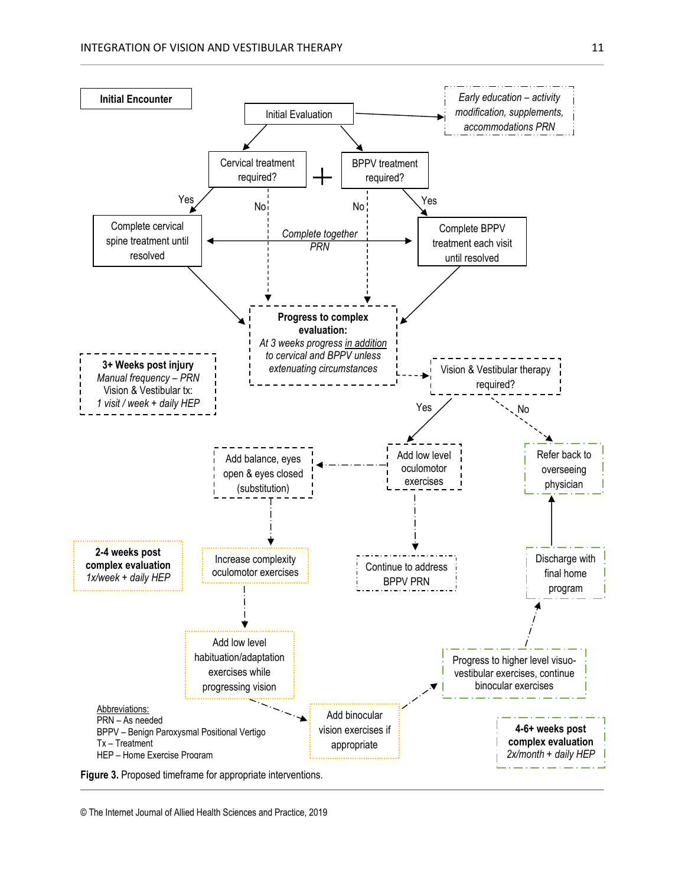Initial Encounter

Initial Evaluation

*Early education – activity modification, supplements, accommodations PRN*

Cervical treatment required?

BPPV treatment required?

Yes

No

No

Yes

Complete cervical spine treatment until resolved

*Complete together PRN*

Complete BPPV treatment each visit until resolved

**Progress to complex evaluation:**
*At 3 weeks progress in addition to cervical and BPPV unless extenuating circumstances*

**3+ Weeks post injury**
*Manual frequency – PRN*
Vision & Vestibular tx:
*1 visit / week + daily HEP*

Vision & Vestibular therapy required?

Yes

No

Add balance, eyes open & eyes closed (substitution)

Add low level oculomotor exercises

Refer back to overseeing physician

**2-4 weeks post complex evaluation**
*1x/week + daily HEP*

Increase complexity oculomotor exercises

Continue to address BPPV PRN

Discharge with final home program

Add low level habituation/adaptation exercises while progressing vision

Progress to higher level visuo-vestibular exercises, continue binocular exercises

Add binocular vision exercises if appropriate

**4-6+ weeks post complex evaluation**
*2x/month + daily HEP*

Abbreviations:
PRN – As needed
BPPV – Benign Paroxysmal Positional Vertigo
Tx – Treatment
HEP – Home Exercise Program

**Figure 3.** Proposed timeframe for appropriate interventions.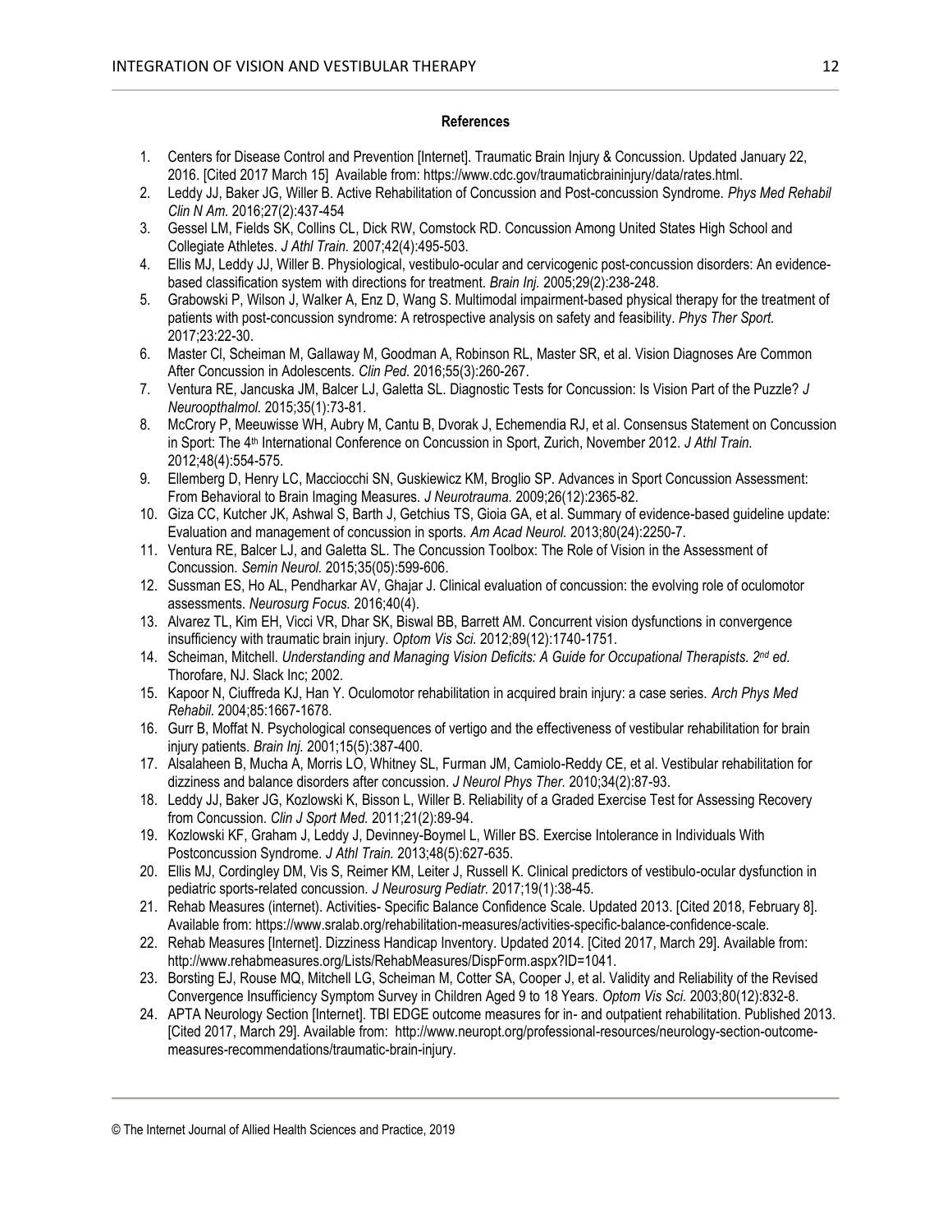**References**

1. Centers for Disease Control and Prevention [Internet]. Traumatic Brain Injury & Concussion. Updated January 22, 2016. [Cited 2017 March 15] Available from: https://www.cdc.gov/traumaticbraininjury/data/rates.html.
2. Leddy JJ, Baker JG, Willer B. Active Rehabilitation of Concussion and Post-concussion Syndrome. *Phys Med Rehabil Clin N Am.* 2016;27(2):437-454
3. Gessel LM, Fields SK, Collins CL, Dick RW, Comstock RD. Concussion Among United States High School and Collegiate Athletes. *J Athl Train.* 2007;42(4):495-503.
4. Ellis MJ, Leddy JJ, Willer B. Physiological, vestibulo-ocular and cervicogenic post-concussion disorders: An evidence-based classification system with directions for treatment. *Brain Inj.* 2005;29(2):238-248.
5. Grabowski P, Wilson J, Walker A, Enz D, Wang S. Multimodal impairment-based physical therapy for the treatment of patients with post-concussion syndrome: A retrospective analysis on safety and feasibility. *Phys Ther Sport.* 2017;23:22-30.
6. Master CI, Scheiman M, Gallaway M, Goodman A, Robinson RL, Master SR, et al. Vision Diagnoses Are Common After Concussion in Adolescents. *Clin Ped.* 2016;55(3):260-267.
7. Ventura RE, Jancuska JM, Balcer LJ, Galetta SL. Diagnostic Tests for Concussion: Is Vision Part of the Puzzle? *J Neuroopthalmol.* 2015;35(1):73-81.
8. McCrory P, Meeuwisse WH, Aubry M, Cantu B, Dvorak J, Echemendia RJ, et al. Consensus Statement on Concussion in Sport: The 4th International Conference on Concussion in Sport, Zurich, November 2012. *J Athl Train.* 2012;48(4):554-575.
9. Ellemberg D, Henry LC, Macciocchi SN, Guskiewicz KM, Broglio SP. Advances in Sport Concussion Assessment: From Behavioral to Brain Imaging Measures. *J Neurotrauma.* 2009;26(12):2365-82.
10. Giza CC, Kutcher JK, Ashwal S, Barth J, Getchius TS, Gioia GA, et al. Summary of evidence-based guideline update: Evaluation and management of concussion in sports. *Am Acad Neurol.* 2013;80(24):2250-7.
11. Ventura RE, Balcer LJ, and Galetta SL. The Concussion Toolbox: The Role of Vision in the Assessment of Concussion. *Semin Neurol.* 2015;35(05):599-606.
12. Sussman ES, Ho AL, Pendharkar AV, Ghajar J. Clinical evaluation of concussion: the evolving role of oculomotor assessments. *Neurosurg Focus.* 2016;40(4).
13. Alvarez TL, Kim EH, Vicci VR, Dhar SK, Biswal BB, Barrett AM. Concurrent vision dysfunctions in convergence insufficiency with traumatic brain injury. *Optom Vis Sci.* 2012;89(12):1740-1751.
14. Scheiman, Mitchell. *Understanding and Managing Vision Deficits: A Guide for Occupational Therapists. 2nd ed.* Thorofare, NJ. Slack Inc; 2002.
15. Kapoor N, Ciuffreda KJ, Han Y. Oculomotor rehabilitation in acquired brain injury: a case series. *Arch Phys Med Rehabil.* 2004;85:1667-1678.
16. Gurr B, Moffat N. Psychological consequences of vertigo and the effectiveness of vestibular rehabilitation for brain injury patients. *Brain Inj.* 2001;15(5):387-400.
17. Alsalaheen B, Mucha A, Morris LO, Whitney SL, Furman JM, Camiolo-Reddy CE, et al. Vestibular rehabilitation for dizziness and balance disorders after concussion. *J Neurol Phys Ther.* 2010;34(2):87-93.
18. Leddy JJ, Baker JG, Kozlowski K, Bisson L, Willer B. Reliability of a Graded Exercise Test for Assessing Recovery from Concussion. *Clin J Sport Med.* 2011;21(2):89-94.
19. Kozlowski KF, Graham J, Leddy J, Devinney-Boymel L, Willer BS. Exercise Intolerance in Individuals With Postconcussion Syndrome. *J Athl Train.* 2013;48(5):627-635.
20. Ellis MJ, Cordingley DM, Vis S, Reimer KM, Leiter J, Russell K. Clinical predictors of vestibulo-ocular dysfunction in pediatric sports-related concussion. *J Neurosurg Pediatr.* 2017;19(1):38-45.
21. Rehab Measures (internet). Activities- Specific Balance Confidence Scale. Updated 2013. [Cited 2018, February 8]. Available from: https://www.sralab.org/rehabilitation-measures/activities-specific-balance-confidence-scale.
22. Rehab Measures [Internet]. Dizziness Handicap Inventory. Updated 2014. [Cited 2017, March 29]. Available from: http://www.rehabmeasures.org/Lists/RehabMeasures/DispForm.aspx?ID=1041.
23. Borsting EJ, Rouse MQ, Mitchell LG, Scheiman M, Cotter SA, Cooper J, et al. Validity and Reliability of the Revised Convergence Insufficiency Symptom Survey in Children Aged 9 to 18 Years. *Optom Vis Sci.* 2003;80(12):832-8.
24. APTA Neurology Section [Internet]. TBI EDGE outcome measures for in- and outpatient rehabilitation. Published 2013. [Cited 2017, March 29]. Available from: http://www.neuropt.org/professional-resources/neurology-section-outcome-measures-recommendations/traumatic-brain-injury.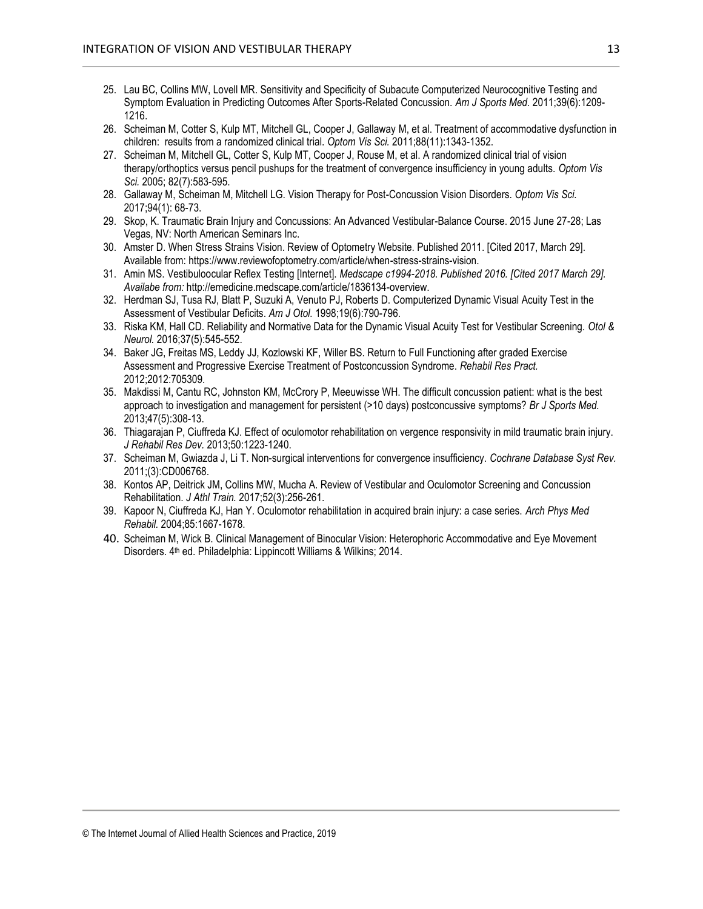25. Lau BC, Collins MW, Lovell MR. Sensitivity and Specificity of Subacute Computerized Neurocognitive Testing and Symptom Evaluation in Predicting Outcomes After Sports-Related Concussion. *Am J Sports Med.* 2011;39(6):1209-1216.
26. Scheiman M, Cotter S, Kulp MT, Mitchell GL, Cooper J, Gallaway M, et al. Treatment of accommodative dysfunction in children: results from a randomized clinical trial. *Optom Vis Sci.* 2011;88(11):1343-1352.
27. Scheiman M, Mitchell GL, Cotter S, Kulp MT, Cooper J, Rouse M, et al. A randomized clinical trial of vision therapy/orthoptics versus pencil pushups for the treatment of convergence insufficiency in young adults. *Optom Vis Sci.* 2005; 82(7):583-595.
28. Gallaway M, Scheiman M, Mitchell LG. Vision Therapy for Post-Concussion Vision Disorders. *Optom Vis Sci.* 2017;94(1): 68-73.
29. Skop, K. Traumatic Brain Injury and Concussions: An Advanced Vestibular-Balance Course. 2015 June 27-28; Las Vegas, NV: North American Seminars Inc.
30. Amster D. When Stress Strains Vision. Review of Optometry Website. Published 2011. [Cited 2017, March 29]. Available from: https://www.reviewofoptometry.com/article/when-stress-strains-vision.
31. Amin MS. Vestibuloocular Reflex Testing [Internet]. *Medscape c1994-2018. Published 2016. [Cited 2017 March 29]. Availabe from:* http://emedicine.medscape.com/article/1836134-overview.
32. Herdman SJ, Tusa RJ, Blatt P, Suzuki A, Venuto PJ, Roberts D. Computerized Dynamic Visual Acuity Test in the Assessment of Vestibular Deficits. *Am J Otol.* 1998;19(6):790-796.
33. Riska KM, Hall CD. Reliability and Normative Data for the Dynamic Visual Acuity Test for Vestibular Screening. *Otol & Neurol.* 2016;37(5):545-552.
34. Baker JG, Freitas MS, Leddy JJ, Kozlowski KF, Willer BS. Return to Full Functioning after graded Exercise Assessment and Progressive Exercise Treatment of Postconcussion Syndrome. *Rehabil Res Pract.* 2012;2012:705309.
35. Makdissi M, Cantu RC, Johnston KM, McCrory P, Meeuwisse WH. The difficult concussion patient: what is the best approach to investigation and management for persistent (>10 days) postconcussive symptoms? *Br J Sports Med.* 2013;47(5):308-13.
36. Thiagarajan P, Ciuffreda KJ. Effect of oculomotor rehabilitation on vergence responsivity in mild traumatic brain injury. *J Rehabil Res Dev.* 2013;50:1223-1240.
37. Scheiman M, Gwiazda J, Li T. Non-surgical interventions for convergence insufficiency. *Cochrane Database Syst Rev.* 2011;(3):CD006768.
38. Kontos AP, Deitrick JM, Collins MW, Mucha A. Review of Vestibular and Oculomotor Screening and Concussion Rehabilitation. *J Athl Train.* 2017;52(3):256-261.
39. Kapoor N, Ciuffreda KJ, Han Y. Oculomotor rehabilitation in acquired brain injury: a case series. *Arch Phys Med Rehabil.* 2004;85:1667-1678.
40. Scheiman M, Wick B. Clinical Management of Binocular Vision: Heterophoric Accommodative and Eye Movement Disorders. 4th ed. Philadelphia: Lippincott Williams & Wilkins; 2014.